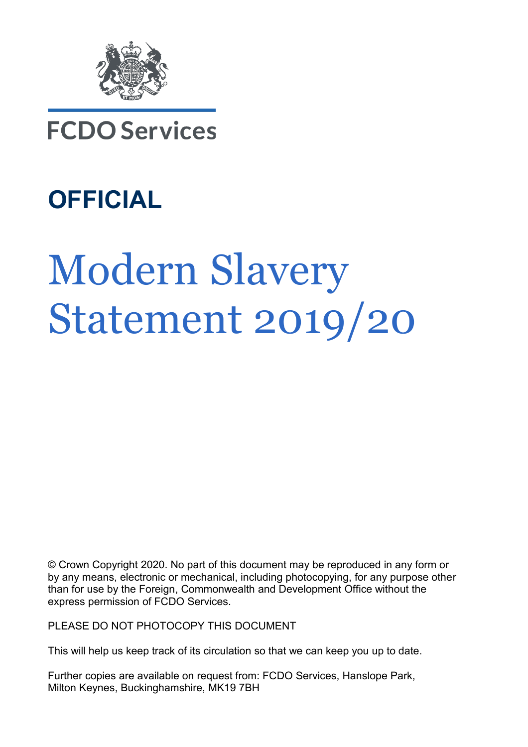FCDO Services

**OFFICIAL**

# Modern Slavery Statement 2019/20

© Crown Copyright 2020. No part of this document may be reproduced in any form or by any means, electronic or mechanical, including photocopying, for any purpose other than for use by the Foreign, Commonwealth and Development Office without the express permission of FCDO Services.

PLEASE DO NOT PHOTOCOPY THIS DOCUMENT

This will help us keep track of its circulation so that we can keep you up to date.

Further copies are available on request from: FCDO Services, Hanslope Park, Milton Keynes, Buckinghamshire, MK19 7BH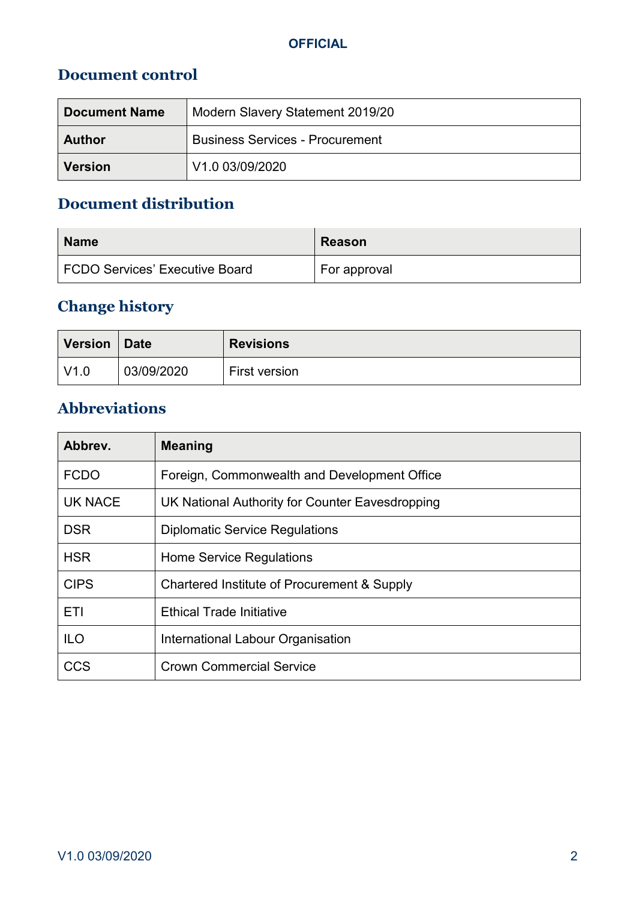## Document control

| Document Name | Modern Slavery Statement 2019/20 |
|---|---|
| Author | Business Services - Procurement |
| Version | V1.0 03/09/2020 |

## Document distribution

| Name | Reason |
|---|---|
| FCDO Services' Executive Board | For approval |

## Change history

| Version | Date | Revisions |
|---|---|---|
| V1.0 | 03/09/2020 | First version |

## Abbreviations

| Abbrev. | Meaning |
|---|---|
| FCDO | Foreign, Commonwealth and Development Office |
| UK NACE | UK National Authority for Counter Eavesdropping |
| DSR | Diplomatic Service Regulations |
| HSR | Home Service Regulations |
| CIPS | Chartered Institute of Procurement & Supply |
| ETI | Ethical Trade Initiative |
| ILO | International Labour Organisation |
| CCS | Crown Commercial Service |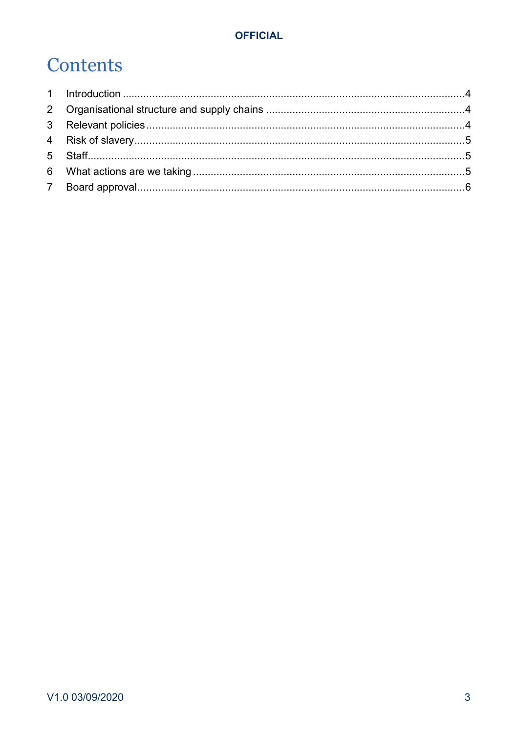# Contents

1 Introduction ....................................................................................................................4
2 Organisational structure and supply chains ...................................................................4
3 Relevant policies ............................................................................................................4
4 Risk of slavery ................................................................................................................5
5 Staff ................................................................................................................................5
6 What actions are we taking ............................................................................................5
7 Board approval ...............................................................................................................6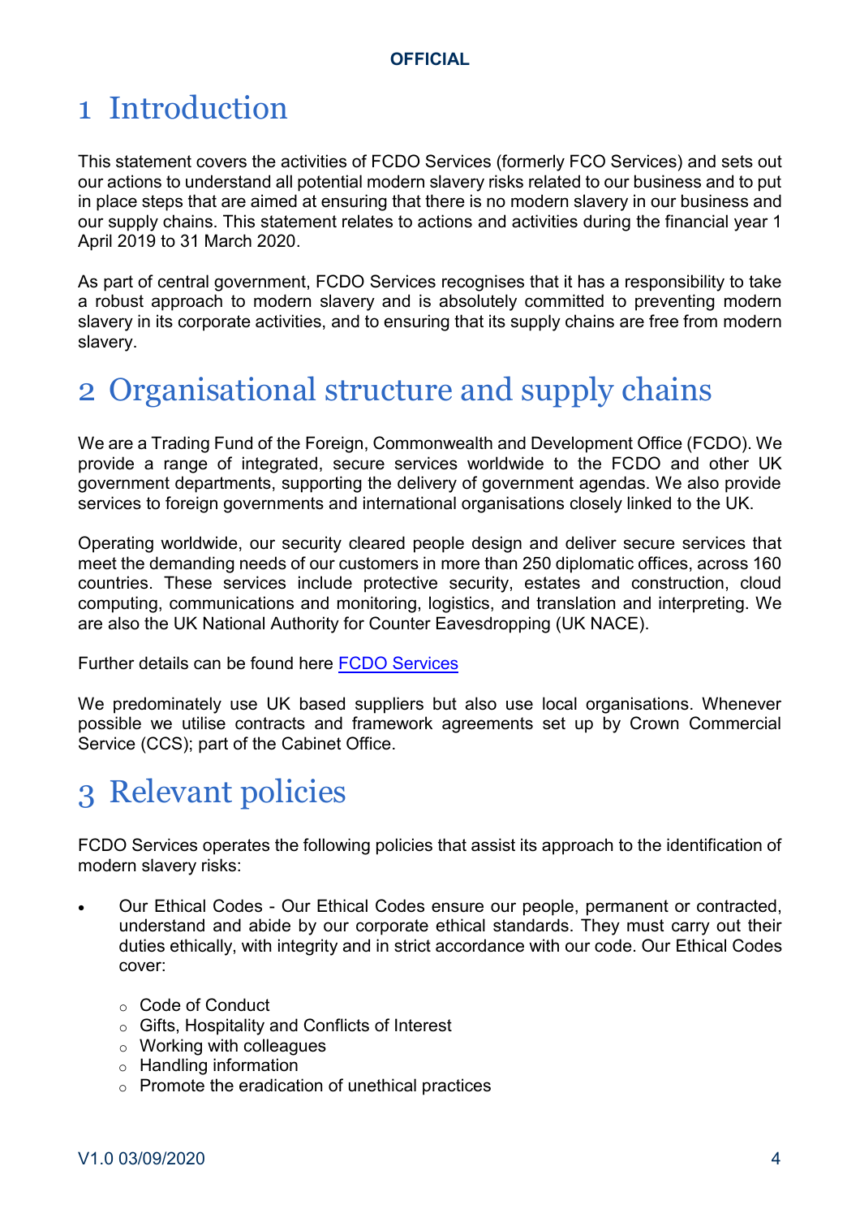# 1 Introduction

This statement covers the activities of FCDO Services (formerly FCO Services) and sets out our actions to understand all potential modern slavery risks related to our business and to put in place steps that are aimed at ensuring that there is no modern slavery in our business and our supply chains. This statement relates to actions and activities during the financial year 1 April 2019 to 31 March 2020.

As part of central government, FCDO Services recognises that it has a responsibility to take a robust approach to modern slavery and is absolutely committed to preventing modern slavery in its corporate activities, and to ensuring that its supply chains are free from modern slavery.

# 2 Organisational structure and supply chains

We are a Trading Fund of the Foreign, Commonwealth and Development Office (FCDO). We provide a range of integrated, secure services worldwide to the FCDO and other UK government departments, supporting the delivery of government agendas. We also provide services to foreign governments and international organisations closely linked to the UK.

Operating worldwide, our security cleared people design and deliver secure services that meet the demanding needs of our customers in more than 250 diplomatic offices, across 160 countries. These services include protective security, estates and construction, cloud computing, communications and monitoring, logistics, and translation and interpreting. We are also the UK National Authority for Counter Eavesdropping (UK NACE).

Further details can be found here FCDO Services

We predominately use UK based suppliers but also use local organisations. Whenever possible we utilise contracts and framework agreements set up by Crown Commercial Service (CCS); part of the Cabinet Office.

# 3 Relevant policies

FCDO Services operates the following policies that assist its approach to the identification of modern slavery risks:

- Our Ethical Codes - Our Ethical Codes ensure our people, permanent or contracted, understand and abide by our corporate ethical standards. They must carry out their duties ethically, with integrity and in strict accordance with our code. Our Ethical Codes cover:
    - Code of Conduct
    - Gifts, Hospitality and Conflicts of Interest
    - Working with colleagues
    - Handling information
    - Promote the eradication of unethical practices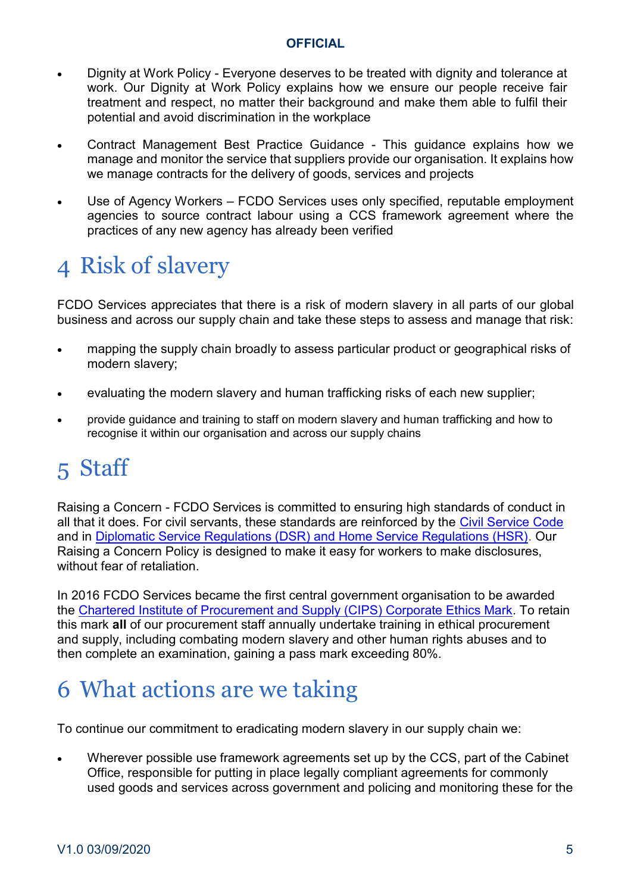- Dignity at Work Policy - Everyone deserves to be treated with dignity and tolerance at work. Our Dignity at Work Policy explains how we ensure our people receive fair treatment and respect, no matter their background and make them able to fulfil their potential and avoid discrimination in the workplace

- Contract Management Best Practice Guidance - This guidance explains how we manage and monitor the service that suppliers provide our organisation. It explains how we manage contracts for the delivery of goods, services and projects

- Use of Agency Workers – FCDO Services uses only specified, reputable employment agencies to source contract labour using a CCS framework agreement where the practices of any new agency has already been verified

# 4 Risk of slavery

FCDO Services appreciates that there is a risk of modern slavery in all parts of our global business and across our supply chain and take these steps to assess and manage that risk:

- mapping the supply chain broadly to assess particular product or geographical risks of modern slavery;

- evaluating the modern slavery and human trafficking risks of each new supplier;

- provide guidance and training to staff on modern slavery and human trafficking and how to recognise it within our organisation and across our supply chains

# 5 Staff

Raising a Concern - FCDO Services is committed to ensuring high standards of conduct in all that it does. For civil servants, these standards are reinforced by the Civil Service Code and in Diplomatic Service Regulations (DSR) and Home Service Regulations (HSR). Our Raising a Concern Policy is designed to make it easy for workers to make disclosures, without fear of retaliation.

In 2016 FCDO Services became the first central government organisation to be awarded the Chartered Institute of Procurement and Supply (CIPS) Corporate Ethics Mark. To retain this mark **all** of our procurement staff annually undertake training in ethical procurement and supply, including combating modern slavery and other human rights abuses and to then complete an examination, gaining a pass mark exceeding 80%.

# 6 What actions are we taking

To continue our commitment to eradicating modern slavery in our supply chain we:

- Wherever possible use framework agreements set up by the CCS, part of the Cabinet Office, responsible for putting in place legally compliant agreements for commonly used goods and services across government and policing and monitoring these for the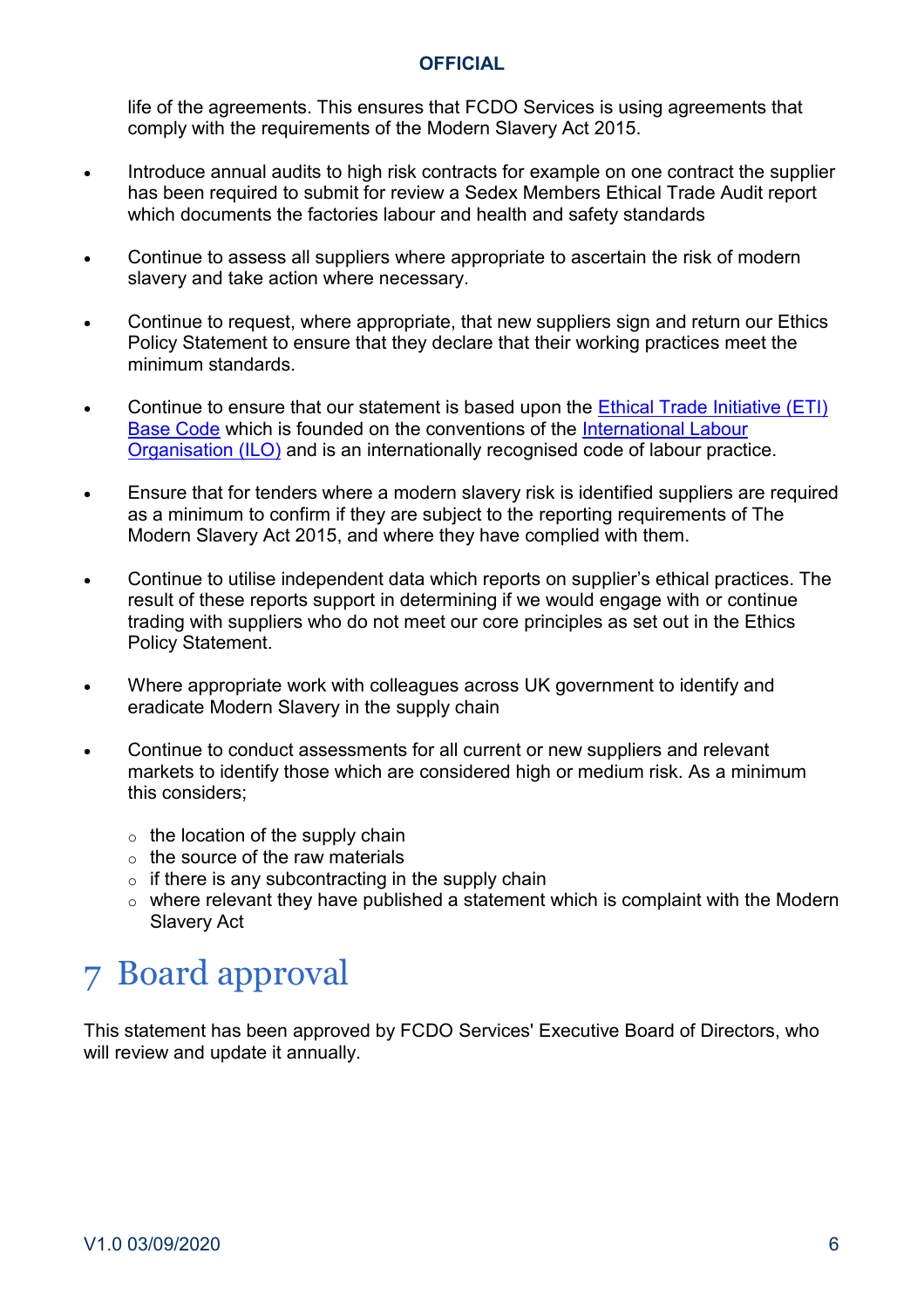life of the agreements. This ensures that FCDO Services is using agreements that comply with the requirements of the Modern Slavery Act 2015.

- Introduce annual audits to high risk contracts for example on one contract the supplier has been required to submit for review a Sedex Members Ethical Trade Audit report which documents the factories labour and health and safety standards

- Continue to assess all suppliers where appropriate to ascertain the risk of modern slavery and take action where necessary.

- Continue to request, where appropriate, that new suppliers sign and return our Ethics Policy Statement to ensure that they declare that their working practices meet the minimum standards.

- Continue to ensure that our statement is based upon the Ethical Trade Initiative (ETI) Base Code which is founded on the conventions of the International Labour Organisation (ILO) and is an internationally recognised code of labour practice.

- Ensure that for tenders where a modern slavery risk is identified suppliers are required as a minimum to confirm if they are subject to the reporting requirements of The Modern Slavery Act 2015, and where they have complied with them.

- Continue to utilise independent data which reports on supplier's ethical practices. The result of these reports support in determining if we would engage with or continue trading with suppliers who do not meet our core principles as set out in the Ethics Policy Statement.

- Where appropriate work with colleagues across UK government to identify and eradicate Modern Slavery in the supply chain

- Continue to conduct assessments for all current or new suppliers and relevant markets to identify those which are considered high or medium risk. As a minimum this considers;

  - the location of the supply chain
  - the source of the raw materials
  - if there is any subcontracting in the supply chain
  - where relevant they have published a statement which is complaint with the Modern Slavery Act

# 7 Board approval

This statement has been approved by FCDO Services' Executive Board of Directors, who will review and update it annually.

V1.0 03/09/2020